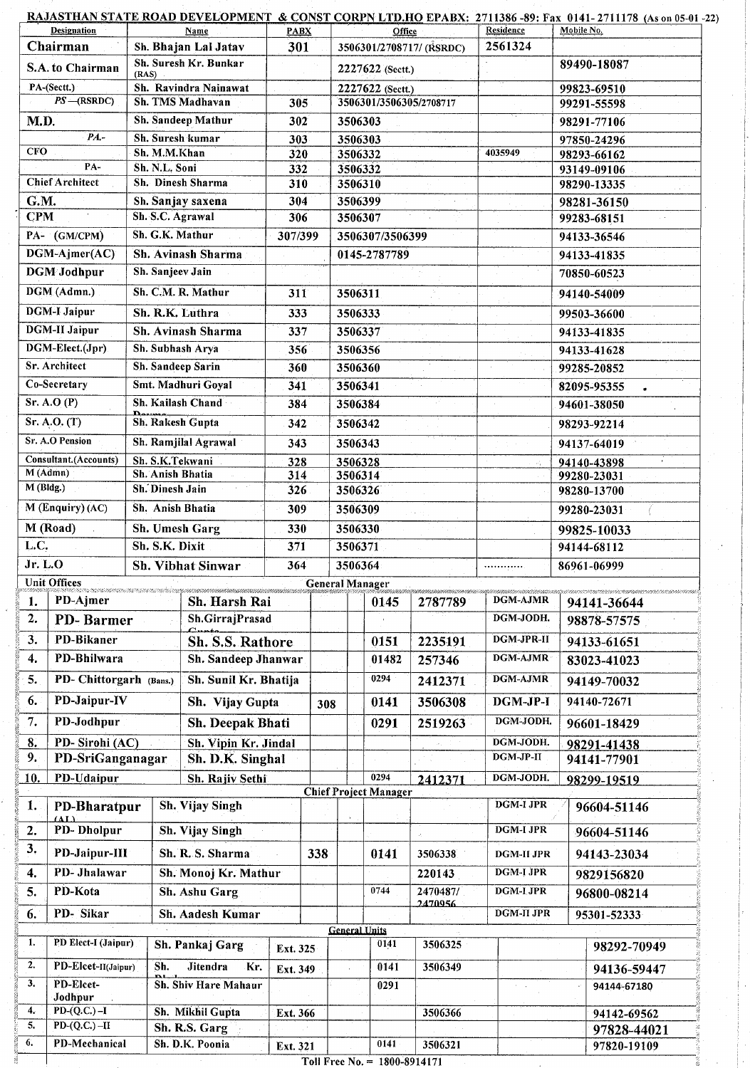**RAJASTHAN STATE ROAD DEVELOPMENT & CONST CORPN LTD.HO EPABX: 2711386 -89; Fax 0141- 2711178 (As on 05-01 -22)**

| Designation | Name | PABX | Office | Residence | Mobile No. |
|---|---|---|---|---|---|
| Chairman | Sh. Bhajan Lal Jatav | 301 | 3506301/2708717/ (RSRDC) | 2561324 | |
| S.A. to Chairman | Sh. Suresh Kr. Bunkar (RAS) | | 2227622 (Sectt.) | | 89490-18087 |
| PA-(Sectt.) | Sh. Ravindra Nainawat | | 2227622 (Sectt.) | | 99823-69510 |
| PS—(RSRDC) | Sh. TMS Madhavan | 305 | 3506301/3506305/2708717 | | 99291-55598 |
| M.D. | Sh. Sandeep Mathur | 302 | 3506303 | | 98291-77106 |
| PA.- | Sh. Suresh kumar | 303 | 3506303 | | 97850-24296 |
| CFO | Sh. M.M.Khan | 320 | 3506332 | 4035949 | 98293-66162 |
| PA- | Sh. N.L. Soni | 332 | 3506332 | | 93149-09106 |
| Chief Architect | Sh. Dinesh Sharma | 310 | 3506310 | | 98290-13335 |
| G.M. | Sh. Sanjay saxena | 304 | 3506399 | | 98281-36150 |
| CPM | Sh. S.C. Agrawal | 306 | 3506307 | | 99283-68151 |
| PA- (GM/CPM) | Sh. G.K. Mathur | 307/399 | 3506307/3506399 | | 94133-36546 |
| DGM-Ajmer(AC) | Sh. Avinash Sharma | | 0145-2787789 | | 94133-41835 |
| DGM Jodhpur | Sh. Sanjeev Jain | | | | 70850-60523 |
| DGM (Admn.) | Sh. C.M. R. Mathur | 311 | 3506311 | | 94140-54009 |
| DGM-I Jaipur | Sh. R.K. Luthra | 333 | 3506333 | | 99503-36600 |
| DGM-II Jaipur | Sh. Avinash Sharma | 337 | 3506337 | | 94133-41835 |
| DGM-Elect.(Jpr) | Sh. Subhash Arya | 356 | 3506356 | | 94133-41628 |
| Sr. Architect | Sh. Sandeep Sarin | 360 | 3506360 | | 99285-20852 |
| Co-Secretary | Smt. Madhuri Goyal | 341 | 3506341 | | 82095-95355 |
| Sr. A.O (P) | Sh. Kailash Chand Dayma | 384 | 3506384 | | 94601-38050 |
| Sr. A.O. (T) | Sh. Rakesh Gupta | 342 | 3506342 | | 98293-92214 |
| Sr. A.O Pension | Sh. Ramjilal Agrawal | 343 | 3506343 | | 94137-64019 |
| Consultant.(Accounts) | Sh. S.K.Tekwani | 328 | 3506328 | | 94140-43898 |
| M (Admn) | Sh. Anish Bhatia | 314 | 3506314 | | 99280-23031 |
| M (Bldg.) | Sh. Dinesh Jain | 326 | 3506326 | | 98280-13700 |
| M (Enquiry) (AC) | Sh. Anish Bhatia | 309 | 3506309 | | 99280-23031 |
| M (Road) | Sh. Umesh Garg | 330 | 3506330 | | 99825-10033 |
| L.C. | Sh. S.K. Dixit | 371 | 3506371 | | 94144-68112 |
| Jr. L.O | Sh. Vibhat Sinwar | 364 | 3506364 | ............ | 86961-06999 |

**Unit Offices**

**General Manager**

| No. | Unit | Name | PABX | STD | Office | DGM | Mobile No. |
|---|---|---|---|---|---|---|---|
| 1. | PD-Ajmer | Sh. Harsh Rai | | 0145 | 2787789 | DGM-AJMR | 94141-36644 |
| 2. | PD- Barmer | Sh.GirrajPrasad Gupta | | | | DGM-JODH. | 98878-57575 |
| 3. | PD-Bikaner | Sh. S.S. Rathore | | 0151 | 2235191 | DGM-JPR-II | 94133-61651 |
| 4. | PD-Bhilwara | Sh. Sandeep Jhanwar | | 01482 | 257346 | DGM-AJMR | 83023-41023 |
| 5. | PD- Chittorgarh (Bans.) | Sh. Sunil Kr. Bhatija | | 0294 | 2412371 | DGM-AJMR | 94149-70032 |
| 6. | PD-Jaipur-IV | Sh. Vijay Gupta | 308 | 0141 | 3506308 | DGM-JP-I | 94140-72671 |
| 7. | PD-Jodhpur | Sh. Deepak Bhati | | 0291 | 2519263 | DGM-JODH. | 96601-18429 |
| 8. | PD- Sirohi (AC) | Sh. Vipin Kr. Jindal | | | | DGM-JODH. | 98291-41438 |
| 9. | PD-SriGanganagar | Sh. D.K. Singhal | | | | DGM-JP-II | 94141-77901 |
| 10. | PD-Udaipur | Sh. Rajiv Sethi | | 0294 | 2412371 | DGM-JODH. | 98299-19519 |

**Chief Project Manager**

| No. | Unit | Name | PABX | STD | Office | DGM | Mobile No. |
|---|---|---|---|---|---|---|---|
| 1. | PD-Bharatpur (AL) | Sh. Vijay Singh | | | | DGM-I JPR | 96604-51146 |
| 2. | PD- Dholpur | Sh. Vijay Singh | | | | DGM-I JPR | 96604-51146 |
| 3. | PD-Jaipur-III | Sh. R. S. Sharma | 338 | 0141 | 3506338 | DGM-II JPR | 94143-23034 |
| 4. | PD- Jhalawar | Sh. Monoj Kr. Mathur | | | 220143 | DGM-I JPR | 9829156820 |
| 5. | PD-Kota | Sh. Ashu Garg | | 0744 | 2470487/ 2470956 | DGM-I JPR | 96800-08214 |
| 6. | PD- Sikar | Sh. Aadesh Kumar | | | | DGM-II JPR | 95301-52333 |

**General Units**

| No. | Unit | Name | PABX | STD | Office | | Mobile No. |
|---|---|---|---|---|---|---|---|
| 1. | PD Elect-I (Jaipur) | Sh. Pankaj Garg | Ext. 325 | 0141 | 3506325 | | 98292-70949 |
| 2. | PD-Elcet-II(Jaipur) | Sh. Jitendra Kr. Dhaka | Ext. 349 | 0141 | 3506349 | | 94136-59447 |
| 3. | PD-Elcet-Jodhpur | Sh. Shiv Hare Mahaur | | 0291 | | | 94144-67180 |
| 4. | PD-(Q.C.) –I | Sh. Mikhil Gupta | Ext. 366 | | 3506366 | | 94142-69562 |
| 5. | PD-(Q.C.) –II | Sh. R.S. Garg | | | | | 97828-44021 |
| 6. | PD-Mechanical | Sh. D.K. Poonia | Ext. 321 | 0141 | 3506321 | | 97820-19109 |

Toll Free No. = 1800-8914171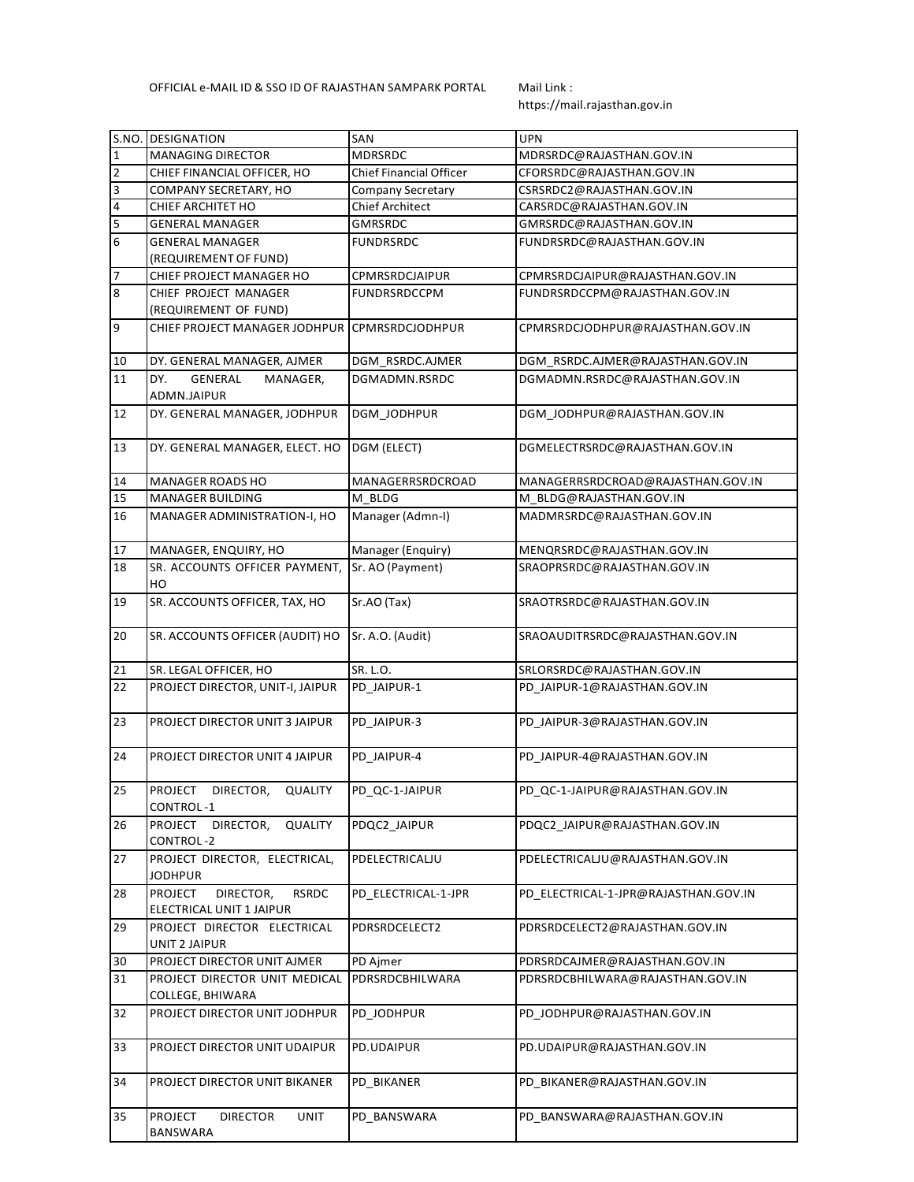OFFICIAL e-MAIL ID & SSO ID OF RAJASTHAN SAMPARK PORTAL

Mail Link : https://mail.rajasthan.gov.in

| S.NO. | DESIGNATION | SAN | UPN |
|---|---|---|---|
| 1 | MANAGING DIRECTOR | MDRSRDC | MDRSRDC@RAJASTHAN.GOV.IN |
| 2 | CHIEF FINANCIAL OFFICER, HO | Chief Financial Officer | CFORSRDC@RAJASTHAN.GOV.IN |
| 3 | COMPANY SECRETARY, HO | Company Secretary | CSRSRDC2@RAJASTHAN.GOV.IN |
| 4 | CHIEF ARCHITET HO | Chief Architect | CARSRDC@RAJASTHAN.GOV.IN |
| 5 | GENERAL MANAGER | GMRSRDC | GMRSRDC@RAJASTHAN.GOV.IN |
| 6 | GENERAL MANAGER (REQUIREMENT OF FUND) | FUNDRSRDC | FUNDRSRDC@RAJASTHAN.GOV.IN |
| 7 | CHIEF PROJECT MANAGER HO | CPMRSRDCJAIPUR | CPMRSRDCJAIPUR@RAJASTHAN.GOV.IN |
| 8 | CHIEF PROJECT MANAGER (REQUIREMENT OF FUND) | FUNDRSRDCCPM | FUNDRSRDCCPM@RAJASTHAN.GOV.IN |
| 9 | CHIEF PROJECT MANAGER JODHPUR | CPMRSRDCJODHPUR | CPMRSRDCJODHPUR@RAJASTHAN.GOV.IN |
| 10 | DY. GENERAL MANAGER, AJMER | DGM_RSRDC.AJMER | DGM_RSRDC.AJMER@RAJASTHAN.GOV.IN |
| 11 | DY. GENERAL MANAGER, ADMN.JAIPUR | DGMADMN.RSRDC | DGMADMN.RSRDC@RAJASTHAN.GOV.IN |
| 12 | DY. GENERAL MANAGER, JODHPUR | DGM_JODHPUR | DGM_JODHPUR@RAJASTHAN.GOV.IN |
| 13 | DY. GENERAL MANAGER, ELECT. HO | DGM (ELECT) | DGMELECTRSRDC@RAJASTHAN.GOV.IN |
| 14 | MANAGER ROADS HO | MANAGERRSRDCROAD | MANAGERRSRDCROAD@RAJASTHAN.GOV.IN |
| 15 | MANAGER BUILDING | M_BLDG | M_BLDG@RAJASTHAN.GOV.IN |
| 16 | MANAGER ADMINISTRATION-I, HO | Manager (Admn-I) | MADMRSRDC@RAJASTHAN.GOV.IN |
| 17 | MANAGER, ENQUIRY, HO | Manager (Enquiry) | MENQRSRDC@RAJASTHAN.GOV.IN |
| 18 | SR. ACCOUNTS OFFICER PAYMENT, HO | Sr. AO (Payment) | SRAOPRSRDC@RAJASTHAN.GOV.IN |
| 19 | SR. ACCOUNTS OFFICER, TAX, HO | Sr.AO (Tax) | SRAOTRSRDC@RAJASTHAN.GOV.IN |
| 20 | SR. ACCOUNTS OFFICER (AUDIT) HO | Sr. A.O. (Audit) | SRAOAUDITRSRDC@RAJASTHAN.GOV.IN |
| 21 | SR. LEGAL OFFICER, HO | SR. L.O. | SRLORSRDC@RAJASTHAN.GOV.IN |
| 22 | PROJECT DIRECTOR, UNIT-I, JAIPUR | PD_JAIPUR-1 | PD_JAIPUR-1@RAJASTHAN.GOV.IN |
| 23 | PROJECT DIRECTOR UNIT 3 JAIPUR | PD_JAIPUR-3 | PD_JAIPUR-3@RAJASTHAN.GOV.IN |
| 24 | PROJECT DIRECTOR UNIT 4 JAIPUR | PD_JAIPUR-4 | PD_JAIPUR-4@RAJASTHAN.GOV.IN |
| 25 | PROJECT DIRECTOR, QUALITY CONTROL-1 | PD_QC-1-JAIPUR | PD_QC-1-JAIPUR@RAJASTHAN.GOV.IN |
| 26 | PROJECT DIRECTOR, QUALITY CONTROL-2 | PDQC2_JAIPUR | PDQC2_JAIPUR@RAJASTHAN.GOV.IN |
| 27 | PROJECT DIRECTOR, ELECTRICAL, JODHPUR | PDELECTRICALJU | PDELECTRICALJU@RAJASTHAN.GOV.IN |
| 28 | PROJECT DIRECTOR, RSRDC ELECTRICAL UNIT 1 JAIPUR | PD_ELECTRICAL-1-JPR | PD_ELECTRICAL-1-JPR@RAJASTHAN.GOV.IN |
| 29 | PROJECT DIRECTOR ELECTRICAL UNIT 2 JAIPUR | PDRSRDCELECT2 | PDRSRDCELECT2@RAJASTHAN.GOV.IN |
| 30 | PROJECT DIRECTOR UNIT AJMER | PD Ajmer | PDRSRDCAJMER@RAJASTHAN.GOV.IN |
| 31 | PROJECT DIRECTOR UNIT MEDICAL COLLEGE, BHIWARA | PDRSRDCBHILWARA | PDRSRDCBHILWARA@RAJASTHAN.GOV.IN |
| 32 | PROJECT DIRECTOR UNIT JODHPUR | PD_JODHPUR | PD_JODHPUR@RAJASTHAN.GOV.IN |
| 33 | PROJECT DIRECTOR UNIT UDAIPUR | PD.UDAIPUR | PD.UDAIPUR@RAJASTHAN.GOV.IN |
| 34 | PROJECT DIRECTOR UNIT BIKANER | PD_BIKANER | PD_BIKANER@RAJASTHAN.GOV.IN |
| 35 | PROJECT DIRECTOR UNIT BANSWARA | PD_BANSWARA | PD_BANSWARA@RAJASTHAN.GOV.IN |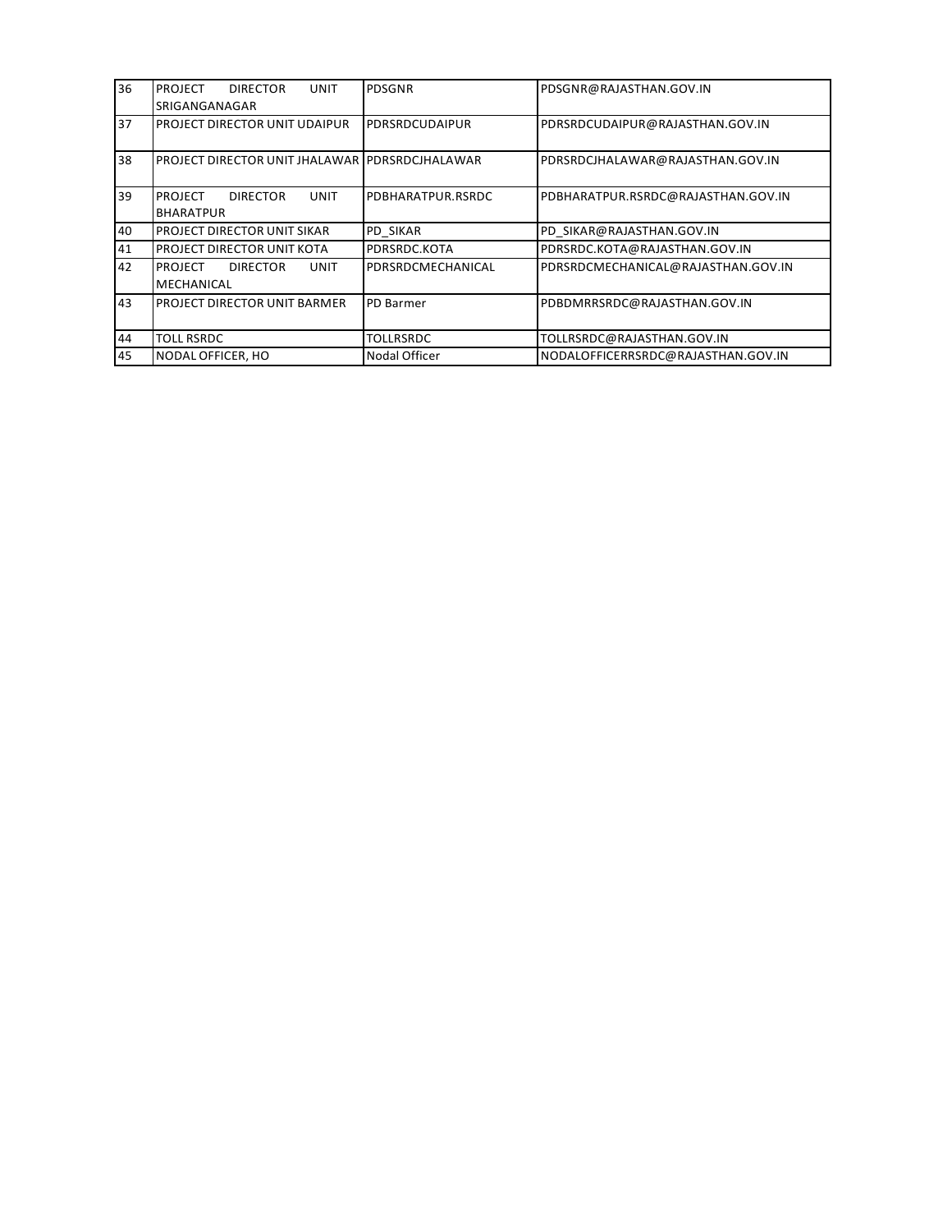| | | | |
|---|---|---|---|
| 36 | PROJECT DIRECTOR UNIT SRIGANGANAGAR | PDSGNR | PDSGNR@RAJASTHAN.GOV.IN |
| 37 | PROJECT DIRECTOR UNIT UDAIPUR | PDRSRDCUDAIPUR | PDRSRDCUDAIPUR@RAJASTHAN.GOV.IN |
| 38 | PROJECT DIRECTOR UNIT JHALAWAR | PDRSRDCJHALAWAR | PDRSRDCJHALAWAR@RAJASTHAN.GOV.IN |
| 39 | PROJECT DIRECTOR UNIT BHARATPUR | PDBHARATPUR.RSRDC | PDBHARATPUR.RSRDC@RAJASTHAN.GOV.IN |
| 40 | PROJECT DIRECTOR UNIT SIKAR | PD_SIKAR | PD_SIKAR@RAJASTHAN.GOV.IN |
| 41 | PROJECT DIRECTOR UNIT KOTA | PDRSRDC.KOTA | PDRSRDC.KOTA@RAJASTHAN.GOV.IN |
| 42 | PROJECT DIRECTOR UNIT MECHANICAL | PDRSRDCMECHANICAL | PDRSRDCMECHANICAL@RAJASTHAN.GOV.IN |
| 43 | PROJECT DIRECTOR UNIT BARMER | PD Barmer | PDBDMRRSRDC@RAJASTHAN.GOV.IN |
| 44 | TOLL RSRDC | TOLLRSRDC | TOLLRSRDC@RAJASTHAN.GOV.IN |
| 45 | NODAL OFFICER, HO | Nodal Officer | NODALOFFICERRSRDC@RAJASTHAN.GOV.IN |